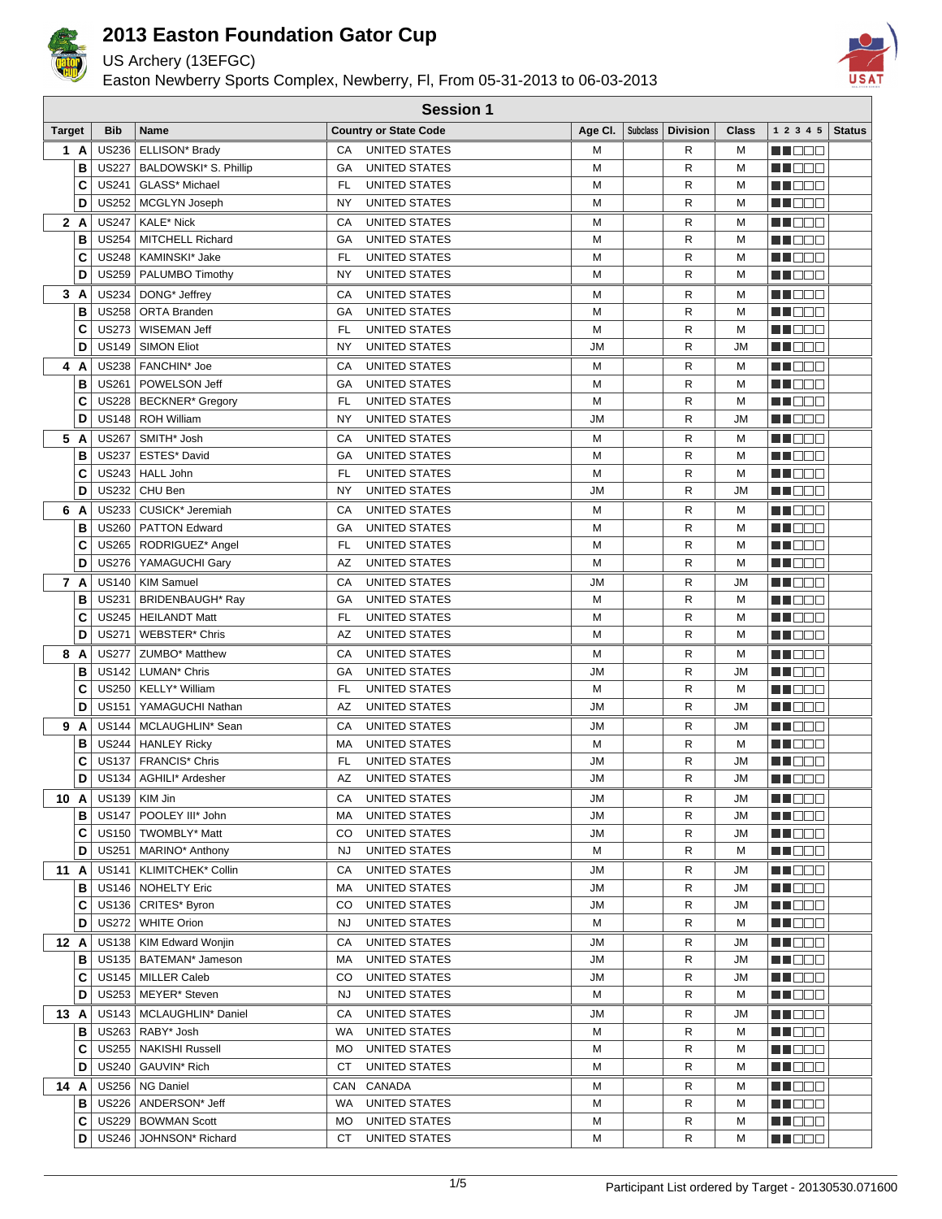# 2013 Easton Foundation Gator Cup

US Archery (13EFGC)

Easton Newberry Sports Complex, Newberry, Fl, From 05-31-2013 to 06-03-2013

## Session 1

| Target | Bib | Name | Country or State Code | | Age Cl. | Subclass | Division | Class | 1 2 3 4 5 | Status |
|---|---|---|---|---|---|---|---|---|---|---|
| 1 A | US236 | ELLISON* Brady | CA | UNITED STATES | M | | R | M | | |
| B | US227 | BALDOWSKI* S. Phillip | GA | UNITED STATES | M | | R | M | | |
| C | US241 | GLASS* Michael | FL | UNITED STATES | M | | R | M | | |
| D | US252 | MCGLYN Joseph | NY | UNITED STATES | M | | R | M | | |
| 2 A | US247 | KALE* Nick | CA | UNITED STATES | M | | R | M | | |
| B | US254 | MITCHELL Richard | GA | UNITED STATES | M | | R | M | | |
| C | US248 | KAMINSKI* Jake | FL | UNITED STATES | M | | R | M | | |
| D | US259 | PALUMBO Timothy | NY | UNITED STATES | M | | R | M | | |
| 3 A | US234 | DONG* Jeffrey | CA | UNITED STATES | M | | R | M | | |
| B | US258 | ORTA Branden | GA | UNITED STATES | M | | R | M | | |
| C | US273 | WISEMAN Jeff | FL | UNITED STATES | M | | R | M | | |
| D | US149 | SIMON Eliot | NY | UNITED STATES | JM | | R | JM | | |
| 4 A | US238 | FANCHIN* Joe | CA | UNITED STATES | M | | R | M | | |
| B | US261 | POWELSON Jeff | GA | UNITED STATES | M | | R | M | | |
| C | US228 | BECKNER* Gregory | FL | UNITED STATES | M | | R | M | | |
| D | US148 | ROH William | NY | UNITED STATES | JM | | R | JM | | |
| 5 A | US267 | SMITH* Josh | CA | UNITED STATES | M | | R | M | | |
| B | US237 | ESTES* David | GA | UNITED STATES | M | | R | M | | |
| C | US243 | HALL John | FL | UNITED STATES | M | | R | M | | |
| D | US232 | CHU Ben | NY | UNITED STATES | JM | | R | JM | | |
| 6 A | US233 | CUSICK* Jeremiah | CA | UNITED STATES | M | | R | M | | |
| B | US260 | PATTON Edward | GA | UNITED STATES | M | | R | M | | |
| C | US265 | RODRIGUEZ* Angel | FL | UNITED STATES | M | | R | M | | |
| D | US276 | YAMAGUCHI Gary | AZ | UNITED STATES | M | | R | M | | |
| 7 A | US140 | KIM Samuel | CA | UNITED STATES | JM | | R | JM | | |
| B | US231 | BRIDENBAUGH* Ray | GA | UNITED STATES | M | | R | M | | |
| C | US245 | HEILANDT Matt | FL | UNITED STATES | M | | R | M | | |
| D | US271 | WEBSTER* Chris | AZ | UNITED STATES | M | | R | M | | |
| 8 A | US277 | ZUMBO* Matthew | CA | UNITED STATES | M | | R | M | | |
| B | US142 | LUMAN* Chris | GA | UNITED STATES | JM | | R | JM | | |
| C | US250 | KELLY* William | FL | UNITED STATES | M | | R | M | | |
| D | US151 | YAMAGUCHI Nathan | AZ | UNITED STATES | JM | | R | JM | | |
| 9 A | US144 | MCLAUGHLIN* Sean | CA | UNITED STATES | JM | | R | JM | | |
| B | US244 | HANLEY Ricky | MA | UNITED STATES | M | | R | M | | |
| C | US137 | FRANCIS* Chris | FL | UNITED STATES | JM | | R | JM | | |
| D | US134 | AGHILI* Ardesher | AZ | UNITED STATES | JM | | R | JM | | |
| 10 A | US139 | KIM Jin | CA | UNITED STATES | JM | | R | JM | | |
| B | US147 | POOLEY III* John | MA | UNITED STATES | JM | | R | JM | | |
| C | US150 | TWOMBLY* Matt | CO | UNITED STATES | JM | | R | JM | | |
| D | US251 | MARINO* Anthony | NJ | UNITED STATES | M | | R | M | | |
| 11 A | US141 | KLIMITCHEK* Collin | CA | UNITED STATES | JM | | R | JM | | |
| B | US146 | NOHELTY Eric | MA | UNITED STATES | JM | | R | JM | | |
| C | US136 | CRITES* Byron | CO | UNITED STATES | JM | | R | JM | | |
| D | US272 | WHITE Orion | NJ | UNITED STATES | M | | R | M | | |
| 12 A | US138 | KIM Edward Wonjin | CA | UNITED STATES | JM | | R | JM | | |
| B | US135 | BATEMAN* Jameson | MA | UNITED STATES | JM | | R | JM | | |
| C | US145 | MILLER Caleb | CO | UNITED STATES | JM | | R | JM | | |
| D | US253 | MEYER* Steven | NJ | UNITED STATES | M | | R | M | | |
| 13 A | US143 | MCLAUGHLIN* Daniel | CA | UNITED STATES | JM | | R | JM | | |
| B | US263 | RABY* Josh | WA | UNITED STATES | M | | R | M | | |
| C | US255 | NAKISHI Russell | MO | UNITED STATES | M | | R | M | | |
| D | US240 | GAUVIN* Rich | CT | UNITED STATES | M | | R | M | | |
| 14 A | US256 | NG Daniel | CAN | CANADA | M | | R | M | | |
| B | US226 | ANDERSON* Jeff | WA | UNITED STATES | M | | R | M | | |
| C | US229 | BOWMAN Scott | MO | UNITED STATES | M | | R | M | | |
| D | US246 | JOHNSON* Richard | CT | UNITED STATES | M | | R | M | | |

Participant List ordered by Target - 20130530.071600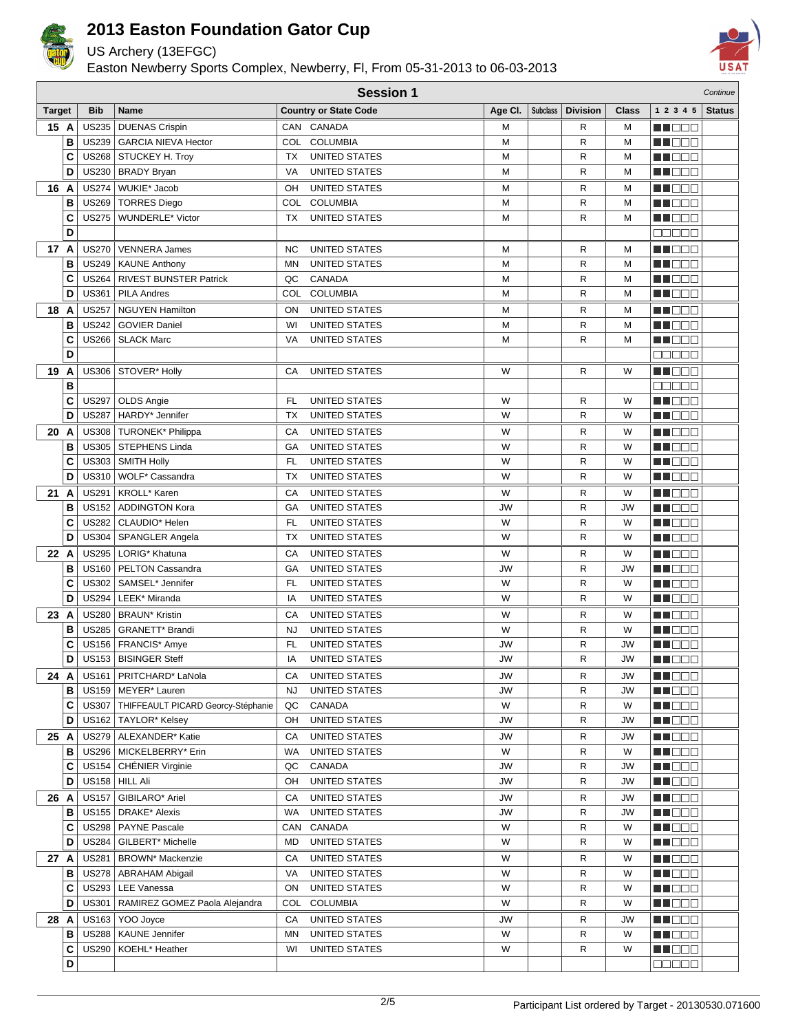# 2013 Easton Foundation Gator Cup

US Archery (13EFGC)

Easton Newberry Sports Complex, Newberry, Fl, From 05-31-2013 to 06-03-2013

## Session 1

*Continue*

| Target | | Bib | Name | Country or State Code | | Age Cl. | Subclass | Division | Class | 1 2 3 4 5 | Status |
|---|---|---|---|---|---|---|---|---|---|---|---|
| 15 | A | US235 | DUENAS Crispin | CAN | CANADA | M | | R | M | | |
| | B | US239 | GARCIA NIEVA Hector | COL | COLUMBIA | M | | R | M | | |
| | C | US268 | STUCKEY H. Troy | TX | UNITED STATES | M | | R | M | | |
| | D | US230 | BRADY Bryan | VA | UNITED STATES | M | | R | M | | |
| 16 | A | US274 | WUKIE* Jacob | OH | UNITED STATES | M | | R | M | | |
| | B | US269 | TORRES Diego | COL | COLUMBIA | M | | R | M | | |
| | C | US275 | WUNDERLE* Victor | TX | UNITED STATES | M | | R | M | | |
| | D | | | | | | | | | | |
| 17 | A | US270 | VENNERA James | NC | UNITED STATES | M | | R | M | | |
| | B | US249 | KAUNE Anthony | MN | UNITED STATES | M | | R | M | | |
| | C | US264 | RIVEST BUNSTER Patrick | QC | CANADA | M | | R | M | | |
| | D | US361 | PILA Andres | COL | COLUMBIA | M | | R | M | | |
| 18 | A | US257 | NGUYEN Hamilton | ON | UNITED STATES | M | | R | M | | |
| | B | US242 | GOVIER Daniel | WI | UNITED STATES | M | | R | M | | |
| | C | US266 | SLACK Marc | VA | UNITED STATES | M | | R | M | | |
| | D | | | | | | | | | | |
| 19 | A | US306 | STOVER* Holly | CA | UNITED STATES | W | | R | W | | |
| | B | | | | | | | | | | |
| | C | US297 | OLDS Angie | FL | UNITED STATES | W | | R | W | | |
| | D | US287 | HARDY* Jennifer | TX | UNITED STATES | W | | R | W | | |
| 20 | A | US308 | TURONEK* Philippa | CA | UNITED STATES | W | | R | W | | |
| | B | US305 | STEPHENS Linda | GA | UNITED STATES | W | | R | W | | |
| | C | US303 | SMITH Holly | FL | UNITED STATES | W | | R | W | | |
| | D | US310 | WOLF* Cassandra | TX | UNITED STATES | W | | R | W | | |
| 21 | A | US291 | KROLL* Karen | CA | UNITED STATES | W | | R | W | | |
| | B | US152 | ADDINGTON Kora | GA | UNITED STATES | JW | | R | JW | | |
| | C | US282 | CLAUDIO* Helen | FL | UNITED STATES | W | | R | W | | |
| | D | US304 | SPANGLER Angela | TX | UNITED STATES | W | | R | W | | |
| 22 | A | US295 | LORIG* Khatuna | CA | UNITED STATES | W | | R | W | | |
| | B | US160 | PELTON Cassandra | GA | UNITED STATES | JW | | R | JW | | |
| | C | US302 | SAMSEL* Jennifer | FL | UNITED STATES | W | | R | W | | |
| | D | US294 | LEEK* Miranda | IA | UNITED STATES | W | | R | W | | |
| 23 | A | US280 | BRAUN* Kristin | CA | UNITED STATES | W | | R | W | | |
| | B | US285 | GRANETT* Brandi | NJ | UNITED STATES | W | | R | W | | |
| | C | US156 | FRANCIS* Amye | FL | UNITED STATES | JW | | R | JW | | |
| | D | US153 | BISINGER Steff | IA | UNITED STATES | JW | | R | JW | | |
| 24 | A | US161 | PRITCHARD* LaNola | CA | UNITED STATES | JW | | R | JW | | |
| | B | US159 | MEYER* Lauren | NJ | UNITED STATES | JW | | R | JW | | |
| | C | US307 | THIFFEAULT PICARD Georcy-Stéphanie | QC | CANADA | W | | R | W | | |
| | D | US162 | TAYLOR* Kelsey | OH | UNITED STATES | JW | | R | JW | | |
| 25 | A | US279 | ALEXANDER* Katie | CA | UNITED STATES | JW | | R | JW | | |
| | B | US296 | MICKELBERRY* Erin | WA | UNITED STATES | W | | R | W | | |
| | C | US154 | CHÉNIER Virginie | QC | CANADA | JW | | R | JW | | |
| | D | US158 | HILL Ali | OH | UNITED STATES | JW | | R | JW | | |
| 26 | A | US157 | GIBILARO* Ariel | CA | UNITED STATES | JW | | R | JW | | |
| | B | US155 | DRAKE* Alexis | WA | UNITED STATES | JW | | R | JW | | |
| | C | US298 | PAYNE Pascale | CAN | CANADA | W | | R | W | | |
| | D | US284 | GILBERT* Michelle | MD | UNITED STATES | W | | R | W | | |
| 27 | A | US281 | BROWN* Mackenzie | CA | UNITED STATES | W | | R | W | | |
| | B | US278 | ABRAHAM Abigail | VA | UNITED STATES | W | | R | W | | |
| | C | US293 | LEE Vanessa | ON | UNITED STATES | W | | R | W | | |
| | D | US301 | RAMIREZ GOMEZ Paola Alejandra | COL | COLUMBIA | W | | R | W | | |
| 28 | A | US163 | YOO Joyce | CA | UNITED STATES | JW | | R | JW | | |
| | B | US288 | KAUNE Jennifer | MN | UNITED STATES | W | | R | W | | |
| | C | US290 | KOEHL* Heather | WI | UNITED STATES | W | | R | W | | |
| | D | | | | | | | | | | |

Participant List ordered by Target - 20130530.071600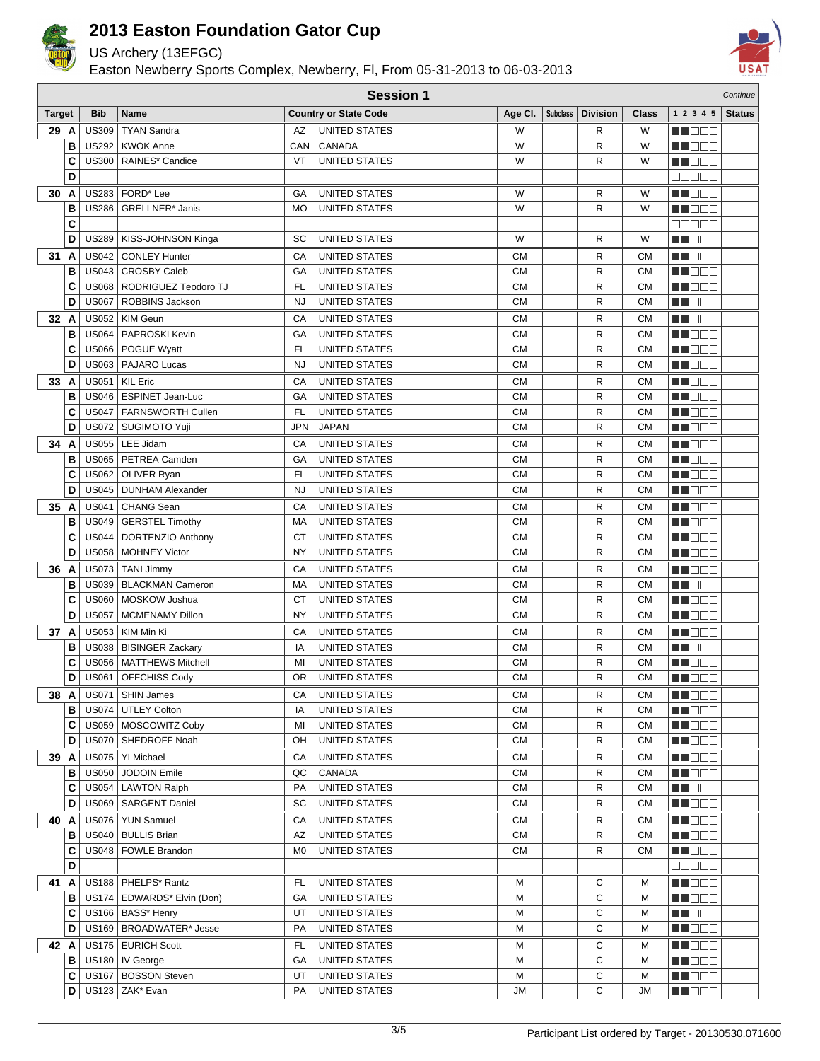# 2013 Easton Foundation Gator Cup

US Archery (13EFGC)

Easton Newberry Sports Complex, Newberry, Fl, From 05-31-2013 to 06-03-2013

## Session 1

*Continue*

| Target | | Bib | Name | Country or State Code | | Age Cl. | Subclass | Division | Class | 1 2 3 4 5 | Status |
|---|---|---|---|---|---|---|---|---|---|---|---|
| 29 | A | US309 | TYAN Sandra | AZ | UNITED STATES | W | | R | W | | |
| | B | US292 | KWOK Anne | CAN | CANADA | W | | R | W | | |
| | C | US300 | RAINES* Candice | VT | UNITED STATES | W | | R | W | | |
| | D | | | | | | | | | | |
| 30 | A | US283 | FORD* Lee | GA | UNITED STATES | W | | R | W | | |
| | B | US286 | GRELLNER* Janis | MO | UNITED STATES | W | | R | W | | |
| | C | | | | | | | | | | |
| | D | US289 | KISS-JOHNSON Kinga | SC | UNITED STATES | W | | R | W | | |
| 31 | A | US042 | CONLEY Hunter | CA | UNITED STATES | CM | | R | CM | | |
| | B | US043 | CROSBY Caleb | GA | UNITED STATES | CM | | R | CM | | |
| | C | US068 | RODRIGUEZ Teodoro TJ | FL | UNITED STATES | CM | | R | CM | | |
| | D | US067 | ROBBINS Jackson | NJ | UNITED STATES | CM | | R | CM | | |
| 32 | A | US052 | KIM Geun | CA | UNITED STATES | CM | | R | CM | | |
| | B | US064 | PAPROSKI Kevin | GA | UNITED STATES | CM | | R | CM | | |
| | C | US066 | POGUE Wyatt | FL | UNITED STATES | CM | | R | CM | | |
| | D | US063 | PAJARO Lucas | NJ | UNITED STATES | CM | | R | CM | | |
| 33 | A | US051 | KIL Eric | CA | UNITED STATES | CM | | R | CM | | |
| | B | US046 | ESPINET Jean-Luc | GA | UNITED STATES | CM | | R | CM | | |
| | C | US047 | FARNSWORTH Cullen | FL | UNITED STATES | CM | | R | CM | | |
| | D | US072 | SUGIMOTO Yuji | JPN | JAPAN | CM | | R | CM | | |
| 34 | A | US055 | LEE Jidam | CA | UNITED STATES | CM | | R | CM | | |
| | B | US065 | PETREA Camden | GA | UNITED STATES | CM | | R | CM | | |
| | C | US062 | OLIVER Ryan | FL | UNITED STATES | CM | | R | CM | | |
| | D | US045 | DUNHAM Alexander | NJ | UNITED STATES | CM | | R | CM | | |
| 35 | A | US041 | CHANG Sean | CA | UNITED STATES | CM | | R | CM | | |
| | B | US049 | GERSTEL Timothy | MA | UNITED STATES | CM | | R | CM | | |
| | C | US044 | DORTENZIO Anthony | CT | UNITED STATES | CM | | R | CM | | |
| | D | US058 | MOHNEY Victor | NY | UNITED STATES | CM | | R | CM | | |
| 36 | A | US073 | TANI Jimmy | CA | UNITED STATES | CM | | R | CM | | |
| | B | US039 | BLACKMAN Cameron | MA | UNITED STATES | CM | | R | CM | | |
| | C | US060 | MOSKOW Joshua | CT | UNITED STATES | CM | | R | CM | | |
| | D | US057 | MCMENAMY Dillon | NY | UNITED STATES | CM | | R | CM | | |
| 37 | A | US053 | KIM Min Ki | CA | UNITED STATES | CM | | R | CM | | |
| | B | US038 | BISINGER Zackary | IA | UNITED STATES | CM | | R | CM | | |
| | C | US056 | MATTHEWS Mitchell | MI | UNITED STATES | CM | | R | CM | | |
| | D | US061 | OFFCHISS Cody | OR | UNITED STATES | CM | | R | CM | | |
| 38 | A | US071 | SHIN James | CA | UNITED STATES | CM | | R | CM | | |
| | B | US074 | UTLEY Colton | IA | UNITED STATES | CM | | R | CM | | |
| | C | US059 | MOSCOWITZ Coby | MI | UNITED STATES | CM | | R | CM | | |
| | D | US070 | SHEDROFF Noah | OH | UNITED STATES | CM | | R | CM | | |
| 39 | A | US075 | YI Michael | CA | UNITED STATES | CM | | R | CM | | |
| | B | US050 | JODOIN Emile | QC | CANADA | CM | | R | CM | | |
| | C | US054 | LAWTON Ralph | PA | UNITED STATES | CM | | R | CM | | |
| | D | US069 | SARGENT Daniel | SC | UNITED STATES | CM | | R | CM | | |
| 40 | A | US076 | YUN Samuel | CA | UNITED STATES | CM | | R | CM | | |
| | B | US040 | BULLIS Brian | AZ | UNITED STATES | CM | | R | CM | | |
| | C | US048 | FOWLE Brandon | M0 | UNITED STATES | CM | | R | CM | | |
| | D | | | | | | | | | | |
| 41 | A | US188 | PHELPS* Rantz | FL | UNITED STATES | M | | C | M | | |
| | B | US174 | EDWARDS* Elvin (Don) | GA | UNITED STATES | M | | C | M | | |
| | C | US166 | BASS* Henry | UT | UNITED STATES | M | | C | M | | |
| | D | US169 | BROADWATER* Jesse | PA | UNITED STATES | M | | C | M | | |
| 42 | A | US175 | EURICH Scott | FL | UNITED STATES | M | | C | M | | |
| | B | US180 | IV George | GA | UNITED STATES | M | | C | M | | |
| | C | US167 | BOSSON Steven | UT | UNITED STATES | M | | C | M | | |
| | D | US123 | ZAK* Evan | PA | UNITED STATES | JM | | C | JM | | |

Participant List ordered by Target - 20130530.071600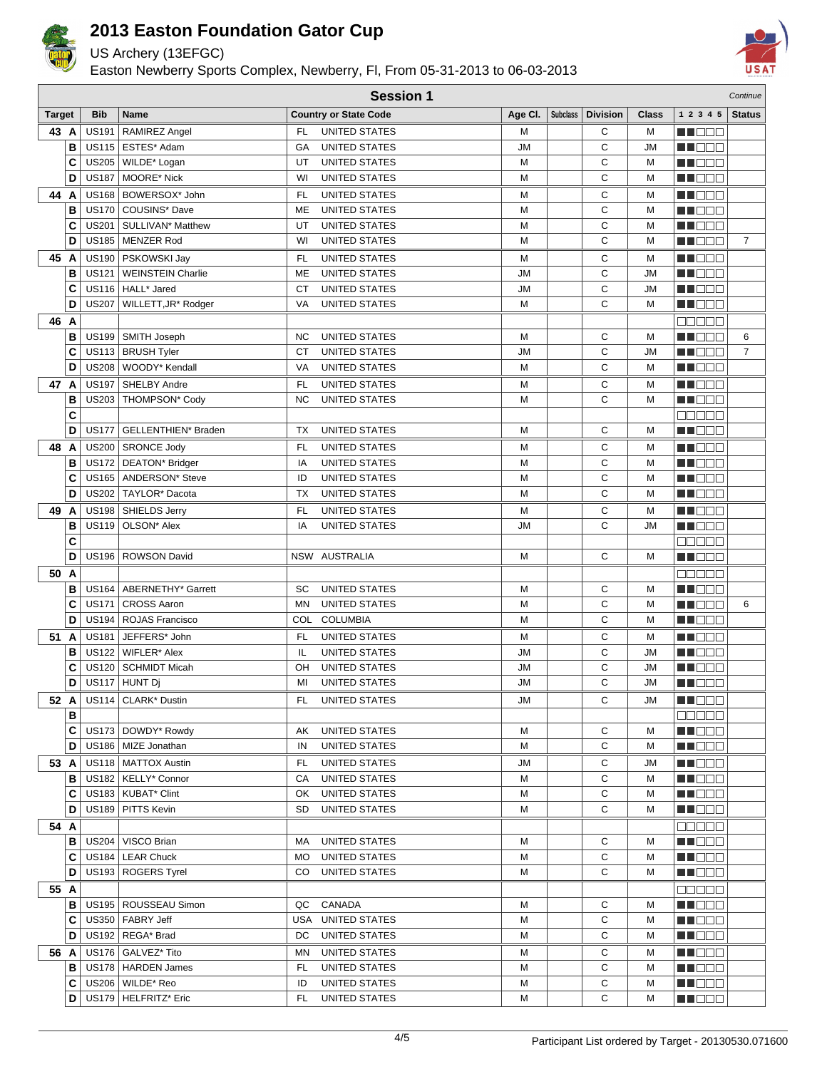# 2013 Easton Foundation Gator Cup

US Archery (13EFGC)

Easton Newberry Sports Complex, Newberry, Fl, From 05-31-2013 to 06-03-2013

## Session 1

*Continue*

| Target | | Bib | Name | Country or State Code | | Age Cl. | Subclass | Division | Class | 1 2 3 4 5 | Status |
|---|---|---|---|---|---|---|---|---|---|---|---|
| 43 | A | US191 | RAMIREZ Angel | FL | UNITED STATES | M | | C | M | | |
| | B | US115 | ESTES* Adam | GA | UNITED STATES | JM | | C | JM | | |
| | C | US205 | WILDE* Logan | UT | UNITED STATES | M | | C | M | | |
| | D | US187 | MOORE* Nick | WI | UNITED STATES | M | | C | M | | |
| 44 | A | US168 | BOWERSOX* John | FL | UNITED STATES | M | | C | M | | |
| | B | US170 | COUSINS* Dave | ME | UNITED STATES | M | | C | M | | |
| | C | US201 | SULLIVAN* Matthew | UT | UNITED STATES | M | | C | M | | |
| | D | US185 | MENZER Rod | WI | UNITED STATES | M | | C | M | | 7 |
| 45 | A | US190 | PSKOWSKI Jay | FL | UNITED STATES | M | | C | M | | |
| | B | US121 | WEINSTEIN Charlie | ME | UNITED STATES | JM | | C | JM | | |
| | C | US116 | HALL* Jared | CT | UNITED STATES | JM | | C | JM | | |
| | D | US207 | WILLETT,JR* Rodger | VA | UNITED STATES | M | | C | M | | |
| 46 | A | | | | | | | | | | |
| | B | US199 | SMITH Joseph | NC | UNITED STATES | M | | C | M | | 6 |
| | C | US113 | BRUSH Tyler | CT | UNITED STATES | JM | | C | JM | | 7 |
| | D | US208 | WOODY* Kendall | VA | UNITED STATES | M | | C | M | | |
| 47 | A | US197 | SHELBY Andre | FL | UNITED STATES | M | | C | M | | |
| | B | US203 | THOMPSON* Cody | NC | UNITED STATES | M | | C | M | | |
| | C | | | | | | | | | | |
| | D | US177 | GELLENTHIEN* Braden | TX | UNITED STATES | M | | C | M | | |
| 48 | A | US200 | SRONCE Jody | FL | UNITED STATES | M | | C | M | | |
| | B | US172 | DEATON* Bridger | IA | UNITED STATES | M | | C | M | | |
| | C | US165 | ANDERSON* Steve | ID | UNITED STATES | M | | C | M | | |
| | D | US202 | TAYLOR* Dacota | TX | UNITED STATES | M | | C | M | | |
| 49 | A | US198 | SHIELDS Jerry | FL | UNITED STATES | M | | C | M | | |
| | B | US119 | OLSON* Alex | IA | UNITED STATES | JM | | C | JM | | |
| | C | | | | | | | | | | |
| | D | US196 | ROWSON David | NSW | AUSTRALIA | M | | C | M | | |
| 50 | A | | | | | | | | | | |
| | B | US164 | ABERNETHY* Garrett | SC | UNITED STATES | M | | C | M | | |
| | C | US171 | CROSS Aaron | MN | UNITED STATES | M | | C | M | | 6 |
| | D | US194 | ROJAS Francisco | COL | COLUMBIA | M | | C | M | | |
| 51 | A | US181 | JEFFERS* John | FL | UNITED STATES | M | | C | M | | |
| | B | US122 | WIFLER* Alex | IL | UNITED STATES | JM | | C | JM | | |
| | C | US120 | SCHMIDT Micah | OH | UNITED STATES | JM | | C | JM | | |
| | D | US117 | HUNT Dj | MI | UNITED STATES | JM | | C | JM | | |
| 52 | A | US114 | CLARK* Dustin | FL | UNITED STATES | JM | | C | JM | | |
| | B | | | | | | | | | | |
| | C | US173 | DOWDY* Rowdy | AK | UNITED STATES | M | | C | M | | |
| | D | US186 | MIZE Jonathan | IN | UNITED STATES | M | | C | M | | |
| 53 | A | US118 | MATTOX Austin | FL | UNITED STATES | JM | | C | JM | | |
| | B | US182 | KELLY* Connor | CA | UNITED STATES | M | | C | M | | |
| | C | US183 | KUBAT* Clint | OK | UNITED STATES | M | | C | M | | |
| | D | US189 | PITTS Kevin | SD | UNITED STATES | M | | C | M | | |
| 54 | A | | | | | | | | | | |
| | B | US204 | VISCO Brian | MA | UNITED STATES | M | | C | M | | |
| | C | US184 | LEAR Chuck | MO | UNITED STATES | M | | C | M | | |
| | D | US193 | ROGERS Tyrel | CO | UNITED STATES | M | | C | M | | |
| 55 | A | | | | | | | | | | |
| | B | US195 | ROUSSEAU Simon | QC | CANADA | M | | C | M | | |
| | C | US350 | FABRY Jeff | USA | UNITED STATES | M | | C | M | | |
| | D | US192 | REGA* Brad | DC | UNITED STATES | M | | C | M | | |
| 56 | A | US176 | GALVEZ* Tito | MN | UNITED STATES | M | | C | M | | |
| | B | US178 | HARDEN James | FL | UNITED STATES | M | | C | M | | |
| | C | US206 | WILDE* Reo | ID | UNITED STATES | M | | C | M | | |
| | D | US179 | HELFRITZ* Eric | FL | UNITED STATES | M | | C | M | | |

Participant List ordered by Target - 20130530.071600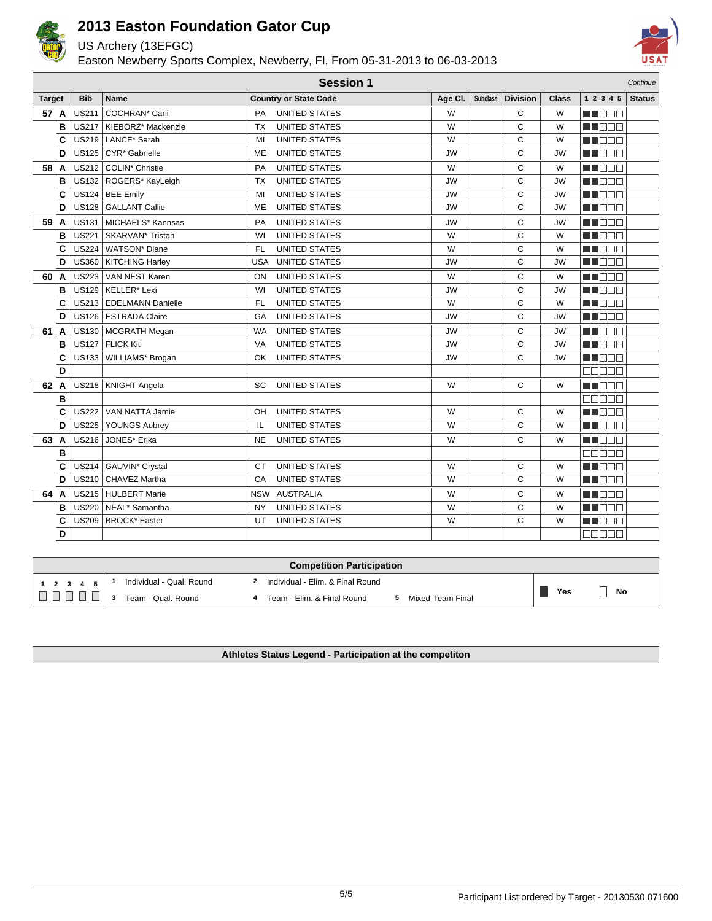# 2013 Easton Foundation Gator Cup

US Archery (13EFGC)

Easton Newberry Sports Complex, Newberry, Fl, From 05-31-2013 to 06-03-2013

## Session 1

*Continue*

| Target | | Bib | Name | Country or State Code | | Age Cl. | Subclass | Division | Class | 1 2 3 4 5 | Status |
|---|---|---|---|---|---|---|---|---|---|---|---|
| 57 | A | US211 | COCHRAN* Carli | PA | UNITED STATES | W | | C | W | ■■□□□ | |
| | B | US217 | KIEBORZ* Mackenzie | TX | UNITED STATES | W | | C | W | ■■□□□ | |
| | C | US219 | LANCE* Sarah | MI | UNITED STATES | W | | C | W | ■■□□□ | |
| | D | US125 | CYR* Gabrielle | ME | UNITED STATES | JW | | C | JW | ■■□□□ | |
| 58 | A | US212 | COLIN* Christie | PA | UNITED STATES | W | | C | W | ■■□□□ | |
| | B | US132 | ROGERS* KayLeigh | TX | UNITED STATES | JW | | C | JW | ■■□□□ | |
| | C | US124 | BEE Emily | MI | UNITED STATES | JW | | C | JW | ■■□□□ | |
| | D | US128 | GALLANT Callie | ME | UNITED STATES | JW | | C | JW | ■■□□□ | |
| 59 | A | US131 | MICHAELS* Kannsas | PA | UNITED STATES | JW | | C | JW | ■■□□□ | |
| | B | US221 | SKARVAN* Tristan | WI | UNITED STATES | W | | C | W | ■■□□□ | |
| | C | US224 | WATSON* Diane | FL | UNITED STATES | W | | C | W | ■■□□□ | |
| | D | US360 | KITCHING Harley | USA | UNITED STATES | JW | | C | JW | ■■□□□ | |
| 60 | A | US223 | VAN NEST Karen | ON | UNITED STATES | W | | C | W | ■■□□□ | |
| | B | US129 | KELLER* Lexi | WI | UNITED STATES | JW | | C | JW | ■■□□□ | |
| | C | US213 | EDELMANN Danielle | FL | UNITED STATES | W | | C | W | ■■□□□ | |
| | D | US126 | ESTRADA Claire | GA | UNITED STATES | JW | | C | JW | ■■□□□ | |
| 61 | A | US130 | MCGRATH Megan | WA | UNITED STATES | JW | | C | JW | ■■□□□ | |
| | B | US127 | FLICK Kit | VA | UNITED STATES | JW | | C | JW | ■■□□□ | |
| | C | US133 | WILLIAMS* Brogan | OK | UNITED STATES | JW | | C | JW | ■■□□□ | |
| | D | | | | | | | | | □□□□□ | |
| 62 | A | US218 | KNIGHT Angela | SC | UNITED STATES | W | | C | W | ■■□□□ | |
| | B | | | | | | | | | □□□□□ | |
| | C | US222 | VAN NATTA Jamie | OH | UNITED STATES | W | | C | W | ■■□□□ | |
| | D | US225 | YOUNGS Aubrey | IL | UNITED STATES | W | | C | W | ■■□□□ | |
| 63 | A | US216 | JONES* Erika | NE | UNITED STATES | W | | C | W | ■■□□□ | |
| | B | | | | | | | | | □□□□□ | |
| | C | US214 | GAUVIN* Crystal | CT | UNITED STATES | W | | C | W | ■■□□□ | |
| | D | US210 | CHAVEZ Martha | CA | UNITED STATES | W | | C | W | ■■□□□ | |
| 64 | A | US215 | HULBERT Marie | NSW | AUSTRALIA | W | | C | W | ■■□□□ | |
| | B | US220 | NEAL* Samantha | NY | UNITED STATES | W | | C | W | ■■□□□ | |
| | C | US209 | BROCK* Easter | UT | UNITED STATES | W | | C | W | ■■□□□ | |
| | D | | | | | | | | | □□□□□ | |

### Competition Participation

| 1 2 3 4 5 | | |
|---|---|---|
| □□□□□ | 1 Individual - Qual. Round | 2 Individual - Elim. & Final Round |
| | 3 Team - Qual. Round | 4 Team - Elim. & Final Round / 5 Mixed Team Final |

■ Yes □ No

### Athletes Status Legend - Participation at the competiton

Participant List ordered by Target - 20130530.071600